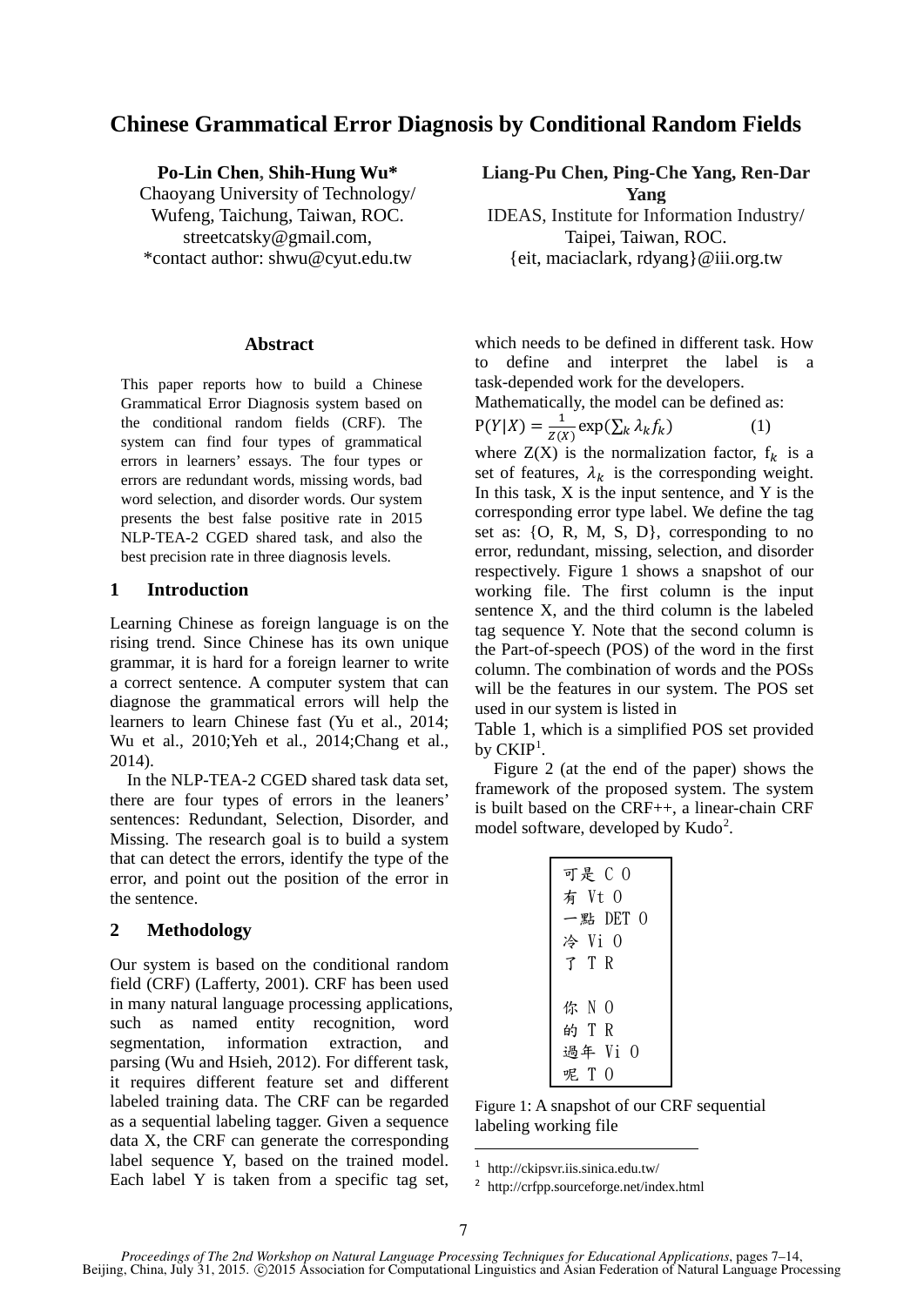# Chinese Grammatical Error Diagnosis by Conditional Random Fields

**Po-Lin Chen**, **Shih-Hung Wu***
Chaoyang University of Technology/
Wufeng, Taichung, Taiwan, ROC.
streetcatsky@gmail.com,
*contact author: shwu@cyut.edu.tw

**Liang-Pu Chen, Ping-Che Yang, Ren-Dar Yang**
IDEAS, Institute for Information Industry/
Taipei, Taiwan, ROC.
{eit, maciaclark, rdyang}@iii.org.tw

## Abstract

This paper reports how to build a Chinese Grammatical Error Diagnosis system based on the conditional random fields (CRF). The system can find four types of grammatical errors in learners' essays. The four types or errors are redundant words, missing words, bad word selection, and disorder words. Our system presents the best false positive rate in 2015 NLP-TEA-2 CGED shared task, and also the best precision rate in three diagnosis levels.

## 1 Introduction

Learning Chinese as foreign language is on the rising trend. Since Chinese has its own unique grammar, it is hard for a foreign learner to write a correct sentence. A computer system that can diagnose the grammatical errors will help the learners to learn Chinese fast (Yu et al., 2014; Wu et al., 2010;Yeh et al., 2014;Chang et al., 2014).

In the NLP-TEA-2 CGED shared task data set, there are four types of errors in the leaners' sentences: Redundant, Selection, Disorder, and Missing. The research goal is to build a system that can detect the errors, identify the type of the error, and point out the position of the error in the sentence.

## 2 Methodology

Our system is based on the conditional random field (CRF) (Lafferty, 2001). CRF has been used in many natural language processing applications, such as named entity recognition, word segmentation, information extraction, and parsing (Wu and Hsieh, 2012). For different task, it requires different feature set and different labeled training data. The CRF can be regarded as a sequential labeling tagger. Given a sequence data X, the CRF can generate the corresponding label sequence Y, based on the trained model. Each label Y is taken from a specific tag set, which needs to be defined in different task. How to define and interpret the label is a task-depended work for the developers.

Mathematically, the model can be defined as:

$$P(Y|X) = \frac{1}{Z(X)}\exp(\sum_k \lambda_k f_k) \qquad (1)$$

where Z(X) is the normalization factor, $f_k$ is a set of features, $\lambda_k$ is the corresponding weight. In this task, X is the input sentence, and Y is the corresponding error type label. We define the tag set as: {O, R, M, S, D}, corresponding to no error, redundant, missing, selection, and disorder respectively. Figure 1 shows a snapshot of our working file. The first column is the input sentence X, and the third column is the labeled tag sequence Y. Note that the second column is the Part-of-speech (POS) of the word in the first column. The combination of words and the POSs will be the features in our system. The POS set used in our system is listed in Table 1, which is a simplified POS set provided by CKIP[1].

Figure 2 (at the end of the paper) shows the framework of the proposed system. The system is built based on the CRF++, a linear-chain CRF model software, developed by Kudo[2].

```
可是 C O
有 Vt O
一點 DET O
冷 Vi O
了 T R

你 N O
的 T R
過年 Vi O
呢 T O
```

Figure 1: A snapshot of our CRF sequential labeling working file

[1] http://ckipsvr.iis.sinica.edu.tw/

[2] http://crfpp.sourceforge.net/index.html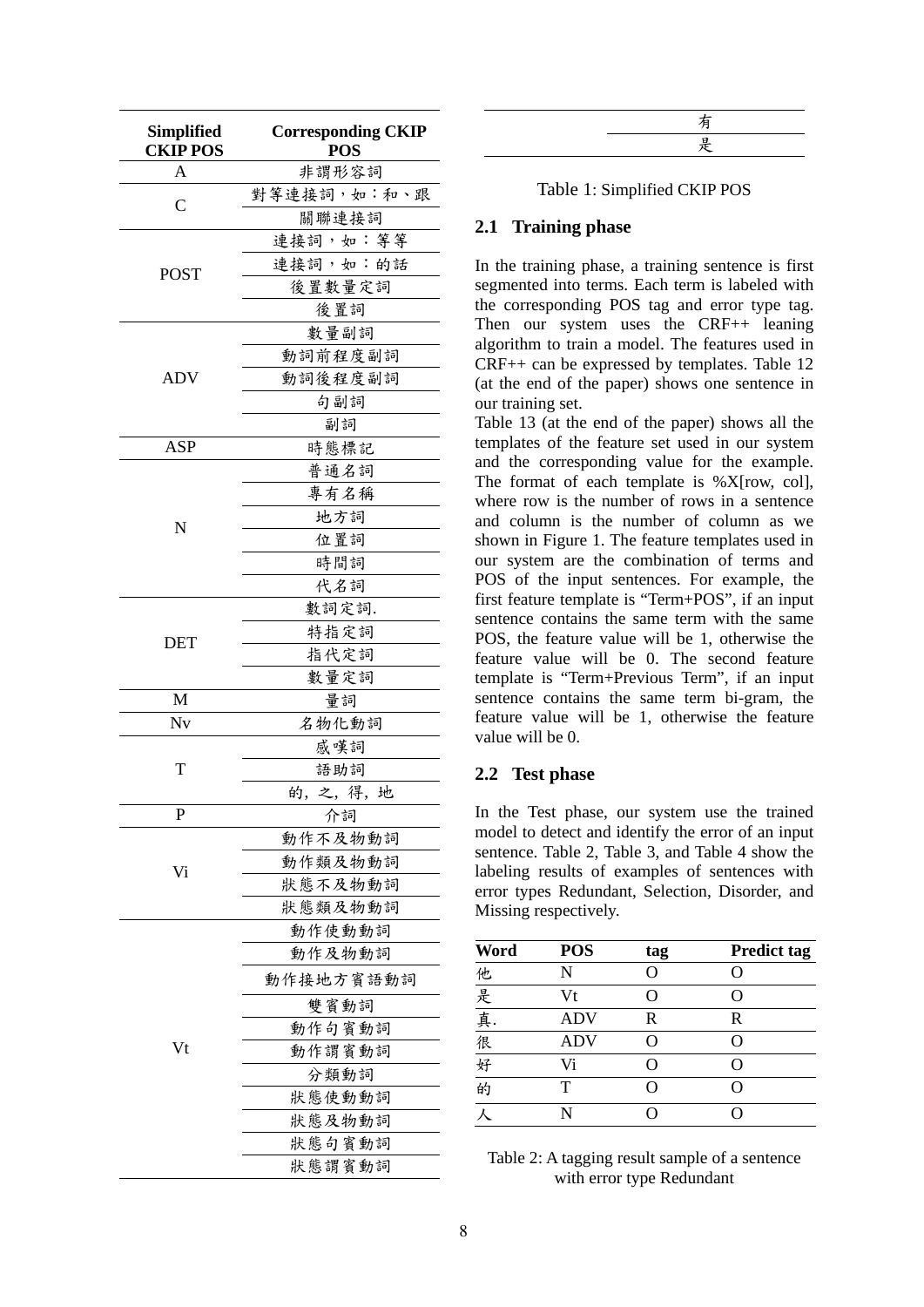| Simplified CKIP POS | Corresponding CKIP POS |
|---|---|
| A | 非謂形容詞 |
| C | 對等連接詞，如：和、跟 |
| | 關聯連接詞 |
| POST | 連接詞，如：等等 |
| | 連接詞，如：的話 |
| | 後置數量定詞 |
| | 後置詞 |
| ADV | 數量副詞 |
| | 動詞前程度副詞 |
| | 動詞後程度副詞 |
| | 句副詞 |
| | 副詞 |
| ASP | 時態標記 |
| N | 普通名詞 |
| | 專有名稱 |
| | 地方詞 |
| | 位置詞 |
| | 時間詞 |
| | 代名詞 |
| DET | 數詞定詞. |
| | 特指定詞 |
| | 指代定詞 |
| | 數量定詞 |
| M | 量詞 |
| Nv | 名物化動詞 |
| T | 感嘆詞 |
| | 語助詞 |
| | 的，之，得，地 |
| P | 介詞 |
| Vi | 動作不及物動詞 |
| | 動作類及物動詞 |
| | 狀態不及物動詞 |
| | 狀態類及物動詞 |
| Vt | 動作使動動詞 |
| | 動作及物動詞 |
| | 動作接地方賓語動詞 |
| | 雙賓動詞 |
| | 動作句賓動詞 |
| | 動作謂賓動詞 |
| | 分類動詞 |
| | 狀態使動動詞 |
| | 狀態及物動詞 |
| | 狀態句賓動詞 |
| | 狀態謂賓動詞 |
| | 有 |
| | 是 |

Table 1: Simplified CKIP POS

## 2.1 Training phase

In the training phase, a training sentence is first segmented into terms. Each term is labeled with the corresponding POS tag and error type tag. Then our system uses the CRF++ leaning algorithm to train a model. The features used in CRF++ can be expressed by templates. Table 12 (at the end of the paper) shows one sentence in our training set.

Table 13 (at the end of the paper) shows all the templates of the feature set used in our system and the corresponding value for the example. The format of each template is %X[row, col], where row is the number of rows in a sentence and column is the number of column as we shown in Figure 1. The feature templates used in our system are the combination of terms and POS of the input sentences. For example, the first feature template is "Term+POS", if an input sentence contains the same term with the same POS, the feature value will be 1, otherwise the feature value will be 0. The second feature template is "Term+Previous Term", if an input sentence contains the same term bi-gram, the feature value will be 1, otherwise the feature value will be 0.

## 2.2 Test phase

In the Test phase, our system use the trained model to detect and identify the error of an input sentence. Table 2, Table 3, and Table 4 show the labeling results of examples of sentences with error types Redundant, Selection, Disorder, and Missing respectively.

| Word | POS | tag | Predict tag |
|---|---|---|---|
| 他 | N | O | O |
| 是 | Vt | O | O |
| 真. | ADV | R | R |
| 很 | ADV | O | O |
| 好 | Vi | O | O |
| 的 | T | O | O |
| 人 | N | O | O |

Table 2: A tagging result sample of a sentence with error type Redundant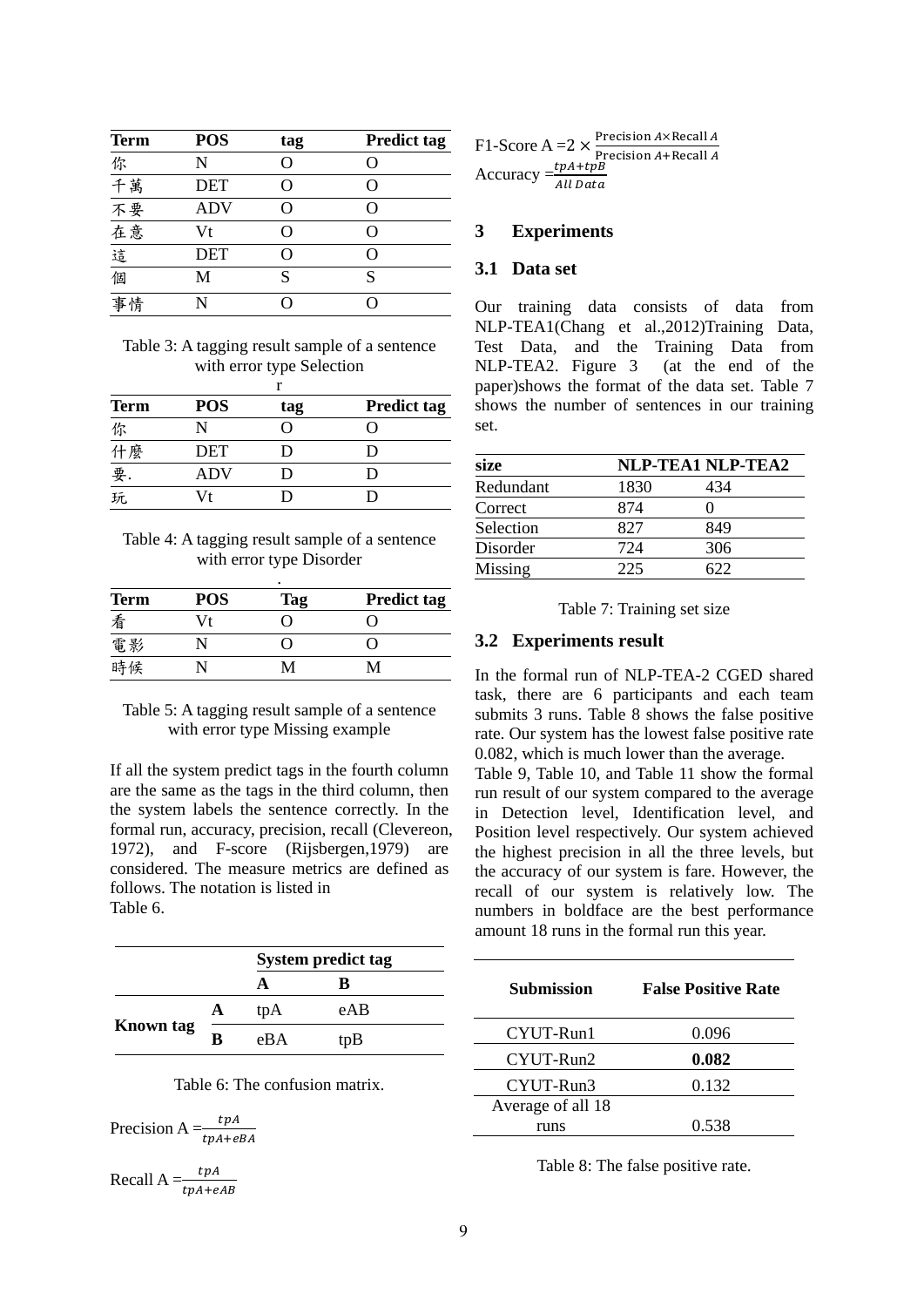| Term | POS | tag | Predict tag |
|---|---|---|---|
| 你 | N | O | O |
| 千萬 | DET | O | O |
| 不要 | ADV | O | O |
| 在意 | Vt | O | O |
| 這 | DET | O | O |
| 個 | M | S | S |
| 事情 | N | O | O |

Table 3: A tagging result sample of a sentence with error type Selection

r

| Term | POS | tag | Predict tag |
|---|---|---|---|
| 你 | N | O | O |
| 什麼 | DET | D | D |
| 要. | ADV | D | D |
| 玩 | Vt | D | D |

Table 4: A tagging result sample of a sentence with error type Disorder

.

| Term | POS | Tag | Predict tag |
|---|---|---|---|
| 看 | Vt | O | O |
| 電影 | N | O | O |
| 時候 | N | M | M |

Table 5: A tagging result sample of a sentence with error type Missing example

If all the system predict tags in the fourth column are the same as the tags in the third column, then the system labels the sentence correctly. In the formal run, accuracy, precision, recall (Clevereon, 1972), and F-score (Rijsbergen,1979) are considered. The measure metrics are defined as follows. The notation is listed in Table 6.

| | | System predict tag | |
|---|---|---|---|
| | | A | B |
| Known tag | A | tpA | eAB |
| | B | eBA | tpB |

Table 6: The confusion matrix.

Precision A $=\frac{tpA}{tpA+eBA}$

Recall A $=\frac{tpA}{tpA+eAB}$

F1-Score A $=2 \times \frac{\text{Precision } A \times \text{Recall } A}{\text{Precision } A + \text{Recall } A}$

Accuracy $=\frac{tpA+tpB}{All\ Data}$

# 3 Experiments

## 3.1 Data set

Our training data consists of data from NLP-TEA1(Chang et al.,2012)Training Data, Test Data, and the Training Data from NLP-TEA2. Figure 3 (at the end of the paper)shows the format of the data set. Table 7 shows the number of sentences in our training set.

| size | NLP-TEA1 | NLP-TEA2 |
|---|---|---|
| Redundant | 1830 | 434 |
| Correct | 874 | 0 |
| Selection | 827 | 849 |
| Disorder | 724 | 306 |
| Missing | 225 | 622 |

Table 7: Training set size

## 3.2 Experiments result

In the formal run of NLP-TEA-2 CGED shared task, there are 6 participants and each team submits 3 runs. Table 8 shows the false positive rate. Our system has the lowest false positive rate 0.082, which is much lower than the average.

Table 9, Table 10, and Table 11 show the formal run result of our system compared to the average in Detection level, Identification level, and Position level respectively. Our system achieved the highest precision in all the three levels, but the accuracy of our system is fare. However, the recall of our system is relatively low. The numbers in boldface are the best performance amount 18 runs in the formal run this year.

| Submission | False Positive Rate |
|---|---|
| CYUT-Run1 | 0.096 |
| CYUT-Run2 | **0.082** |
| CYUT-Run3 | 0.132 |
| Average of all 18 runs | 0.538 |

Table 8: The false positive rate.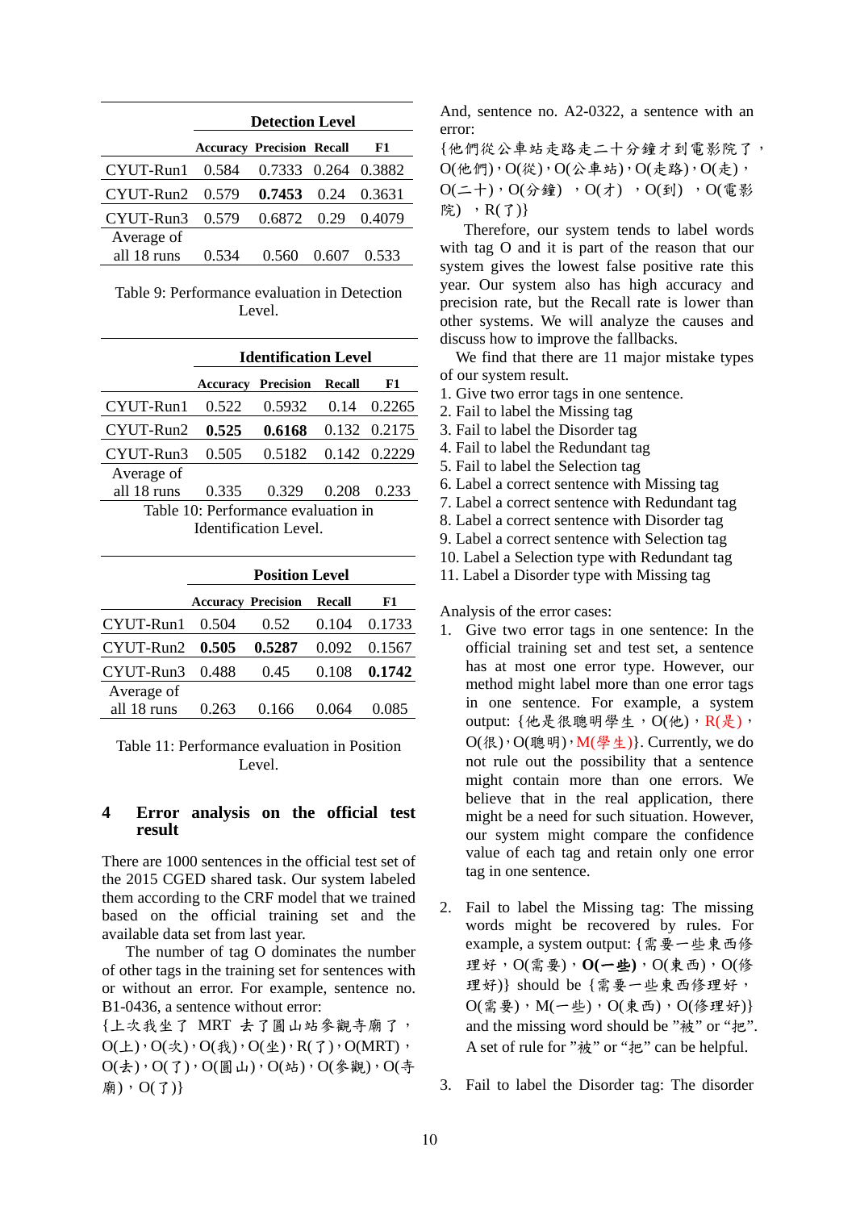| | Detection Level | | | |
|---|---|---|---|---|
| | **Accuracy** | **Precision** | **Recall** | **F1** |
| CYUT-Run1 | 0.584 | 0.7333 | 0.264 | 0.3882 |
| CYUT-Run2 | 0.579 | **0.7453** | 0.24 | 0.3631 |
| CYUT-Run3 | 0.579 | 0.6872 | 0.29 | 0.4079 |
| Average of all 18 runs | 0.534 | 0.560 | 0.607 | 0.533 |

Table 9: Performance evaluation in Detection Level.

| | Identification Level | | | |
|---|---|---|---|---|
| | **Accuracy** | **Precision** | **Recall** | **F1** |
| CYUT-Run1 | 0.522 | 0.5932 | 0.14 | 0.2265 |
| CYUT-Run2 | **0.525** | **0.6168** | 0.132 | 0.2175 |
| CYUT-Run3 | 0.505 | 0.5182 | 0.142 | 0.2229 |
| Average of all 18 runs | 0.335 | 0.329 | 0.208 | 0.233 |

Table 10: Performance evaluation in Identification Level.

| | Position Level | | | |
|---|---|---|---|---|
| | **Accuracy** | **Precision** | **Recall** | **F1** |
| CYUT-Run1 | 0.504 | 0.52 | 0.104 | 0.1733 |
| CYUT-Run2 | **0.505** | **0.5287** | 0.092 | 0.1567 |
| CYUT-Run3 | 0.488 | 0.45 | 0.108 | **0.1742** |
| Average of all 18 runs | 0.263 | 0.166 | 0.064 | 0.085 |

Table 11: Performance evaluation in Position Level.

## 4 Error analysis on the official test result

There are 1000 sentences in the official test set of the 2015 CGED shared task. Our system labeled them according to the CRF model that we trained based on the official training set and the available data set from last year.

The number of tag O dominates the number of other tags in the training set for sentences with or without an error. For example, sentence no. B1-0436, a sentence without error:

{上次我坐了 MRT 去了圓山站參觀寺廟了，O(上)，O(次)，O(我)，O(坐)，R(了)，O(MRT)，O(去)，O(了)，O(圓山)，O(站)，O(參觀)，O(寺廟)，O(了)}

And, sentence no. A2-0322, a sentence with an error:

{他們從公車站走路走二十分鐘才到電影院了，O(他們)，O(從)，O(公車站)，O(走路)，O(走)，O(二十)，O(分鐘) ，O(才) ，O(到) ，O(電影院) ，R(了)}

Therefore, our system tends to label words with tag O and it is part of the reason that our system gives the lowest false positive rate this year. Our system also has high accuracy and precision rate, but the Recall rate is lower than other systems. We will analyze the causes and discuss how to improve the fallbacks.

We find that there are 11 major mistake types of our system result.

1. Give two error tags in one sentence.
2. Fail to label the Missing tag
3. Fail to label the Disorder tag
4. Fail to label the Redundant tag
5. Fail to label the Selection tag
6. Label a correct sentence with Missing tag
7. Label a correct sentence with Redundant tag
8. Label a correct sentence with Disorder tag
9. Label a correct sentence with Selection tag
10. Label a Selection type with Redundant tag
11. Label a Disorder type with Missing tag

Analysis of the error cases:

1. Give two error tags in one sentence: In the official training set and test set, a sentence has at most one error type. However, our method might label more than one error tags in one sentence. For example, a system output: {他是很聰明學生，O(他)，R(是)，O(很)，O(聰明)，M(學生)}. Currently, we do not rule out the possibility that a sentence might contain more than one errors. We believe that in the real application, there might be a need for such situation. However, our system might compare the confidence value of each tag and retain only one error tag in one sentence.

2. Fail to label the Missing tag: The missing words might be recovered by rules. For example, a system output: {需要一些東西修理好，O(需要)，**O(一些)**，O(東西)，O(修理好)} should be {需要一些東西修理好，O(需要)，M(一些)，O(東西)，O(修理好)} and the missing word should be "被" or "把". A set of rule for "被" or "把" can be helpful.

3. Fail to label the Disorder tag: The disorder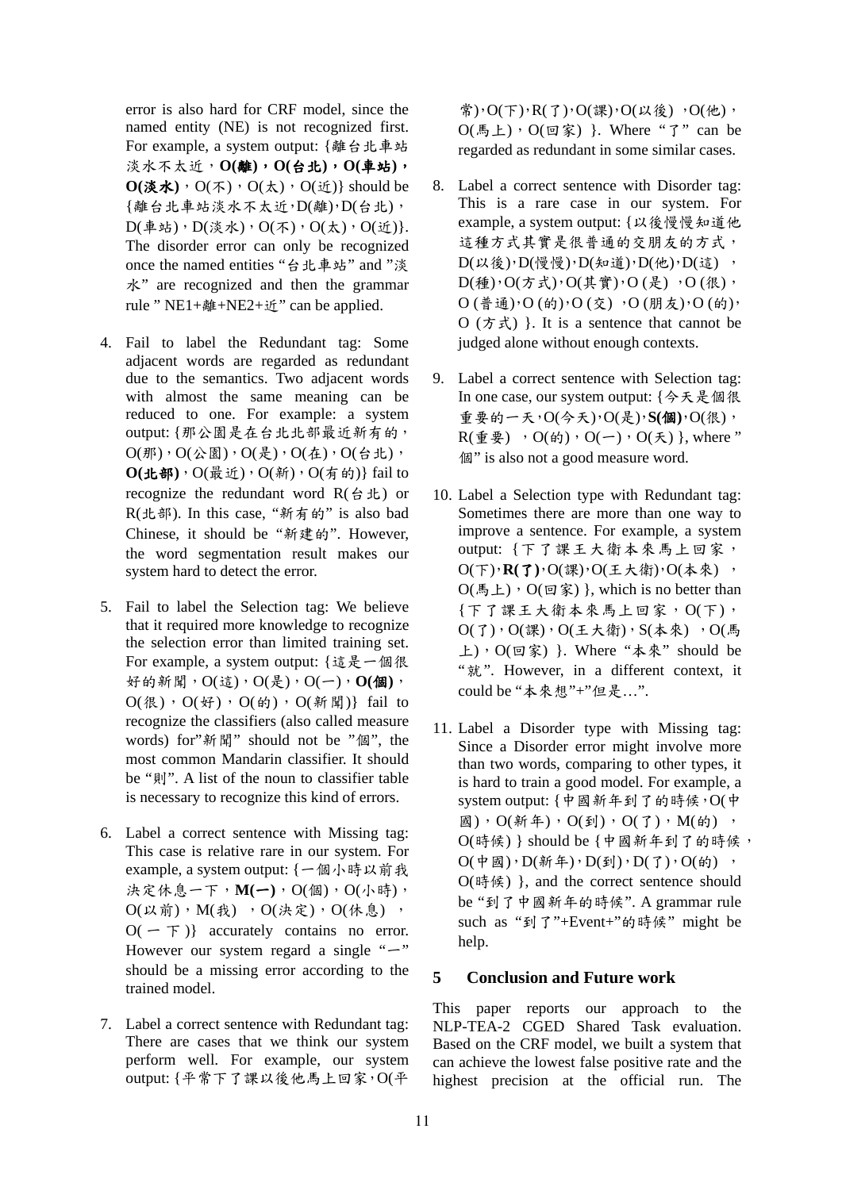error is also hard for CRF model, since the named entity (NE) is not recognized first. For example, a system output: {離台北車站淡水不太近，**O(離)，O(台北)，O(車站)，O(淡水)**，O(不)，O(太)，O(近)} should be {離台北車站淡水不太近,D(離),D(台北)，D(車站)，D(淡水)，O(不)，O(太)，O(近)}. The disorder error can only be recognized once the named entities "台北車站" and "淡水" are recognized and then the grammar rule " NE1+離+NE2+近" can be applied.

4. Fail to label the Redundant tag: Some adjacent words are regarded as redundant due to the semantics. Two adjacent words with almost the same meaning can be reduced to one. For example: a system output: {那公園是在台北北部最近新有的，O(那)，O(公園)，O(是)，O(在)，O(台北)，**O(北部)**，O(最近)，O(新)，O(有的)} fail to recognize the redundant word R(台北) or R(北部). In this case, "新有的" is also bad Chinese, it should be "新建的". However, the word segmentation result makes our system hard to detect the error.

5. Fail to label the Selection tag: We believe that it required more knowledge to recognize the selection error than limited training set. For example, a system output: {這是一個很好的新聞，O(這)，O(是)，O(一)，**O(個)**，O(很)，O(好)，O(的)，O(新聞)} fail to recognize the classifiers (also called measure words) for"新聞" should not be "個", the most common Mandarin classifier. It should be "則". A list of the noun to classifier table is necessary to recognize this kind of errors.

6. Label a correct sentence with Missing tag: This case is relative rare in our system. For example, a system output: {一個小時以前我決定休息一下，**M(一)**，O(個)，O(小時)，O(以前)，M(我) ，O(決定)，O(休息) ，O(一下)} accurately contains no error. However our system regard a single "一" should be a missing error according to the trained model.

7. Label a correct sentence with Redundant tag: There are cases that we think our system perform well. For example, our system output: {平常下了課以後他馬上回家,O(平常),O(下),R(了),O(課),O(以後) ,O(他)，O(馬上)，O(回家) }. Where "了" can be regarded as redundant in some similar cases.

8. Label a correct sentence with Disorder tag: This is a rare case in our system. For example, a system output: {以後慢慢知道他這種方式其實是很普通的交朋友的方式，D(以後),D(慢慢),D(知道),D(他),D(這) ，D(種),O(方式),O(其實),O (是) ,O (很)，O (普通),O (的),O (交) ,O (朋友),O (的)，O (方式) }. It is a sentence that cannot be judged alone without enough contexts.

9. Label a correct sentence with Selection tag: In one case, our system output: {今天是個很重要的一天,O(今天),O(是),**S(個)**,O(很)，R(重要) ，O(的)，O(一)，O(天) }, where "個" is also not a good measure word.

10. Label a Selection type with Redundant tag: Sometimes there are more than one way to improve a sentence. For example, a system output: {下了課王大衛本來馬上回家，O(下),**R(了)**,O(課),O(王大衛),O(本來) ，O(馬上)，O(回家) }, which is no better than {下了課王大衛本來馬上回家，O(下)，O(了)，O(課)，O(王大衛)，S(本來) ，O(馬上)，O(回家) }. Where "本來" should be "就". However, in a different context, it could be "本來想"+"但是…".

11. Label a Disorder type with Missing tag: Since a Disorder error might involve more than two words, comparing to other types, it is hard to train a good model. For example, a system output: {中國新年到了的時候,O(中國)，O(新年)，O(到)，O(了)，M(的) ，O(時候) } should be {中國新年到了的時候，O(中國),D(新年),D(到),D(了),O(的) ，O(時候) }, and the correct sentence should be "到了中國新年的時候". A grammar rule such as "到了"+Event+"的時候" might be help.

## 5 Conclusion and Future work

This paper reports our approach to the NLP-TEA-2 CGED Shared Task evaluation. Based on the CRF model, we built a system that can achieve the lowest false positive rate and the highest precision at the official run. The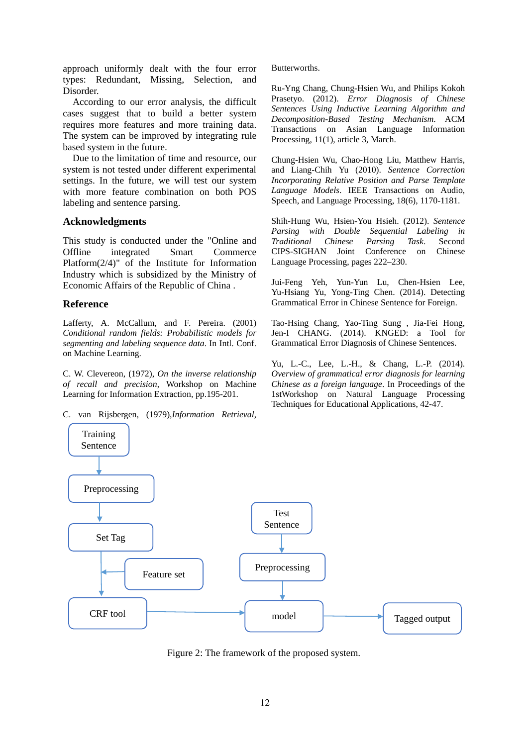approach uniformly dealt with the four error types: Redundant, Missing, Selection, and Disorder.

According to our error analysis, the difficult cases suggest that to build a better system requires more features and more training data. The system can be improved by integrating rule based system in the future.

Due to the limitation of time and resource, our system is not tested under different experimental settings. In the future, we will test our system with more feature combination on both POS labeling and sentence parsing.

## Acknowledgments

This study is conducted under the "Online and Offline integrated Smart Commerce Platform(2/4)" of the Institute for Information Industry which is subsidized by the Ministry of Economic Affairs of the Republic of China .

## Reference

Lafferty, A. McCallum, and F. Pereira. (2001) *Conditional random fields: Probabilistic models for segmenting and labeling sequence data*. In Intl. Conf. on Machine Learning.

C. W. Clevereon, (1972), *On the inverse relationship of recall and precision*, Workshop on Machine Learning for Information Extraction, pp.195-201.

C. van Rijsbergen, (1979),*Information Retrieval*, Butterworths.

Ru-Yng Chang, Chung-Hsien Wu, and Philips Kokoh Prasetyo. (2012). *Error Diagnosis of Chinese Sentences Using Inductive Learning Algorithm and Decomposition-Based Testing Mechanism*. ACM Transactions on Asian Language Information Processing, 11(1), article 3, March.

Chung-Hsien Wu, Chao-Hong Liu, Matthew Harris, and Liang-Chih Yu (2010). *Sentence Correction Incorporating Relative Position and Parse Template Language Models*. IEEE Transactions on Audio, Speech, and Language Processing, 18(6), 1170-1181.

Shih-Hung Wu, Hsien-You Hsieh. (2012). *Sentence Parsing with Double Sequential Labeling in Traditional Chinese Parsing Task*. Second CIPS-SIGHAN Joint Conference on Chinese Language Processing, pages 222–230.

Jui-Feng Yeh, Yun-Yun Lu, Chen-Hsien Lee, Yu-Hsiang Yu, Yong-Ting Chen. (2014). Detecting Grammatical Error in Chinese Sentence for Foreign.

Tao-Hsing Chang, Yao-Ting Sung , Jia-Fei Hong, Jen-I CHANG. (2014). KNGED: a Tool for Grammatical Error Diagnosis of Chinese Sentences.

Yu, L.-C., Lee, L.-H., & Chang, L.-P. (2014). *Overview of grammatical error diagnosis for learning Chinese as a foreign language*. In Proceedings of the 1stWorkshop on Natural Language Processing Techniques for Educational Applications, 42-47.

Figure 2: The framework of the proposed system.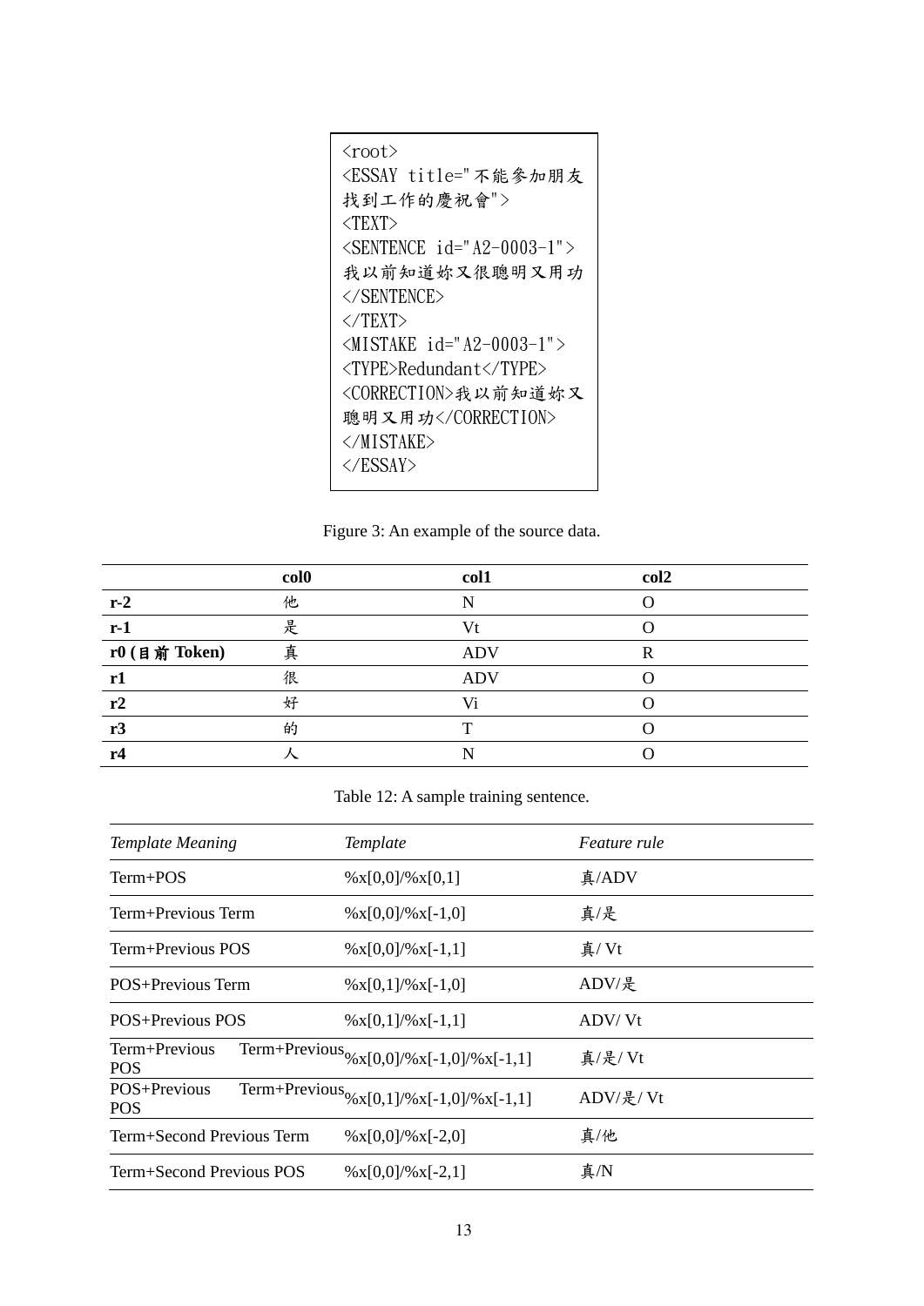```
<root>
<ESSAY title="不能參加朋友找到工作的慶祝會">
<TEXT>
<SENTENCE id="A2-0003-1">
我以前知道妳又很聰明又用功
</SENTENCE>
</TEXT>
<MISTAKE id="A2-0003-1">
<TYPE>Redundant</TYPE>
<CORRECTION>我以前知道妳又聰明又用功</CORRECTION>
</MISTAKE>
</ESSAY>
```

Figure 3: An example of the source data.

| | col0 | col1 | col2 |
|---|---|---|---|
| **r-2** | 他 | N | O |
| **r-1** | 是 | Vt | O |
| **r0 (目前 Token)** | 真 | ADV | R |
| **r1** | 很 | ADV | O |
| **r2** | 好 | Vi | O |
| **r3** | 的 | T | O |
| **r4** | 人 | N | O |

Table 12: A sample training sentence.

| *Template Meaning* | *Template* | *Feature rule* |
|---|---|---|
| Term+POS | %x[0,0]/%x[0,1] | 真/ADV |
| Term+Previous Term | %x[0,0]/%x[-1,0] | 真/是 |
| Term+Previous POS | %x[0,0]/%x[-1,1] | 真/ Vt |
| POS+Previous Term | %x[0,1]/%x[-1,0] | ADV/是 |
| POS+Previous POS | %x[0,1]/%x[-1,1] | ADV/ Vt |
| Term+Previous Term+Previous POS | %x[0,0]/%x[-1,0]/%x[-1,1] | 真/是/ Vt |
| POS+Previous Term+Previous POS | %x[0,1]/%x[-1,0]/%x[-1,1] | ADV/是/ Vt |
| Term+Second Previous Term | %x[0,0]/%x[-2,0] | 真/他 |
| Term+Second Previous POS | %x[0,0]/%x[-2,1] | 真/N |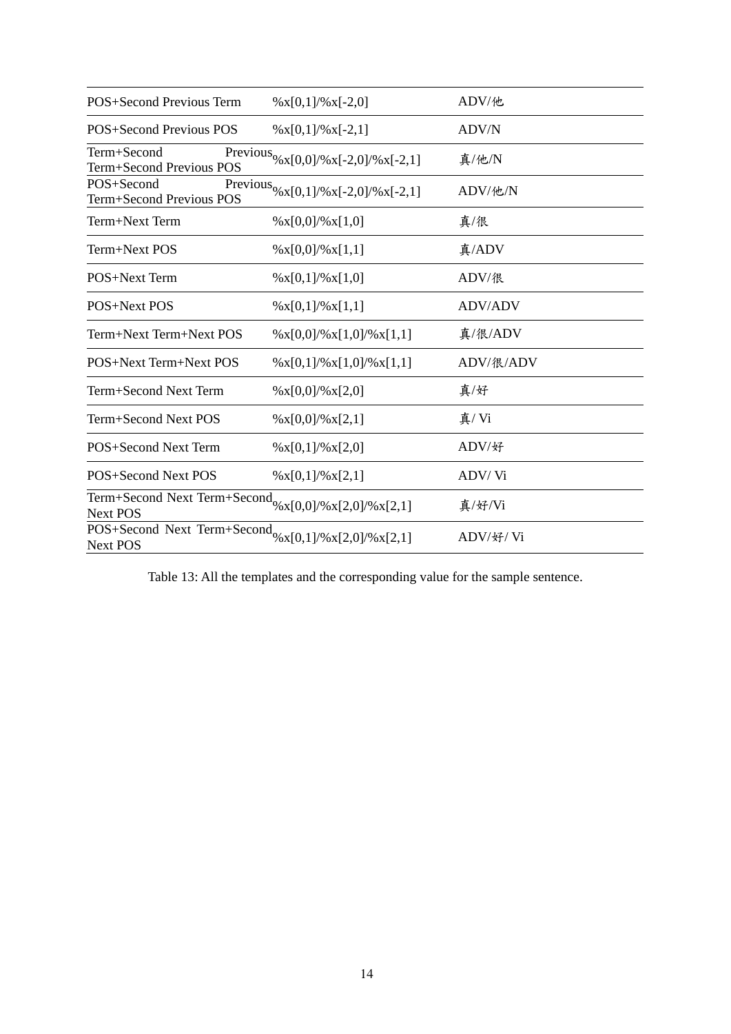| | | |
|---|---|---|
| POS+Second Previous Term | %x[0,1]/%x[-2,0] | ADV/他 |
| POS+Second Previous POS | %x[0,1]/%x[-2,1] | ADV/N |
| Term+Second Previous Term+Second Previous POS | %x[0,0]/%x[-2,0]/%x[-2,1] | 真/他/N |
| POS+Second Previous Term+Second Previous POS | %x[0,1]/%x[-2,0]/%x[-2,1] | ADV/他/N |
| Term+Next Term | %x[0,0]/%x[1,0] | 真/很 |
| Term+Next POS | %x[0,0]/%x[1,1] | 真/ADV |
| POS+Next Term | %x[0,1]/%x[1,0] | ADV/很 |
| POS+Next POS | %x[0,1]/%x[1,1] | ADV/ADV |
| Term+Next Term+Next POS | %x[0,0]/%x[1,0]/%x[1,1] | 真/很/ADV |
| POS+Next Term+Next POS | %x[0,1]/%x[1,0]/%x[1,1] | ADV/很/ADV |
| Term+Second Next Term | %x[0,0]/%x[2,0] | 真/好 |
| Term+Second Next POS | %x[0,0]/%x[2,1] | 真/ Vi |
| POS+Second Next Term | %x[0,1]/%x[2,0] | ADV/好 |
| POS+Second Next POS | %x[0,1]/%x[2,1] | ADV/ Vi |
| Term+Second Next Term+Second Next POS | %x[0,0]/%x[2,0]/%x[2,1] | 真/好/Vi |
| POS+Second Next Term+Second Next POS | %x[0,1]/%x[2,0]/%x[2,1] | ADV/好/ Vi |

Table 13: All the templates and the corresponding value for the sample sentence.